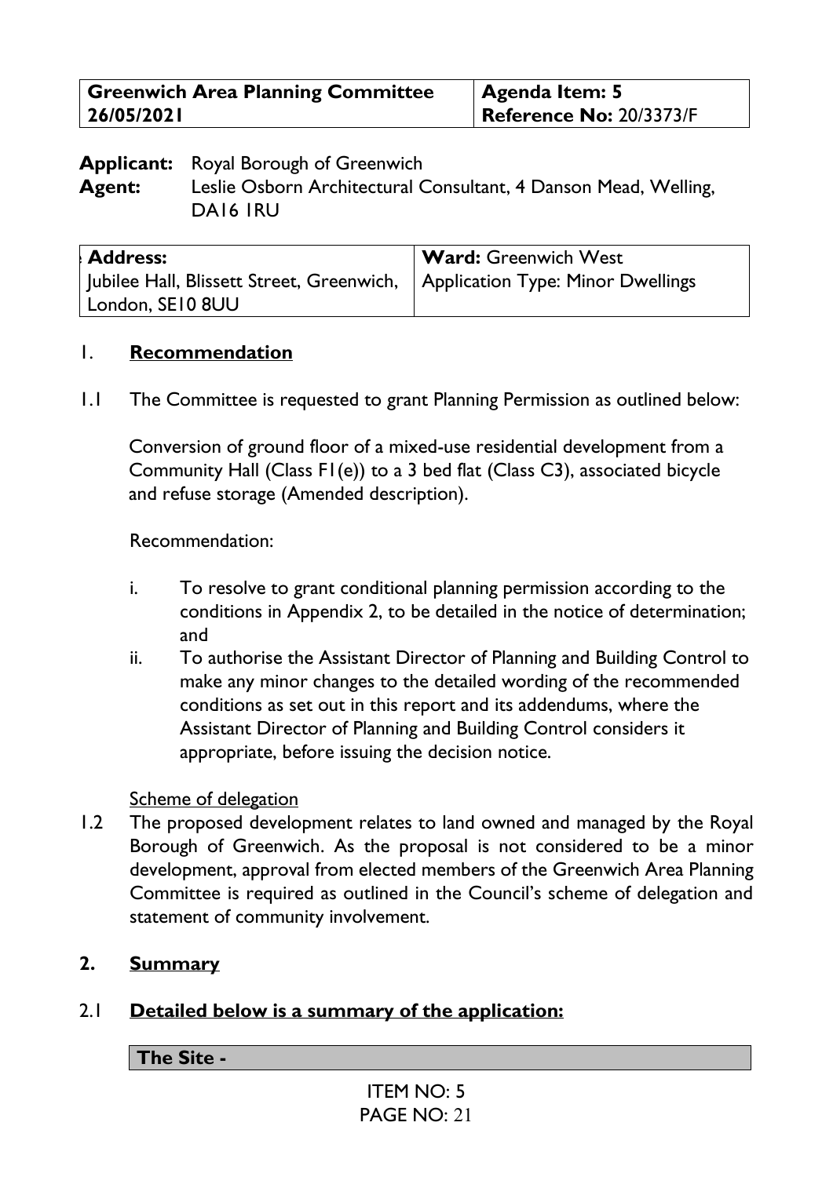| Greenwich Area Planning Committee 26/05/2021 | Agenda Item: 5 Reference No: 20/3373/F |
|---|---|

**Applicant:** Royal Borough of Greenwich
**Agent:** Leslie Osborn Architectural Consultant, 4 Danson Mead, Welling, DA16 1RU

| Address: Jubilee Hall, Blissett Street, Greenwich, London, SE10 8UU | Ward: Greenwich West Application Type: Minor Dwellings |
|---|---|

## 1. Recommendation

1.1 The Committee is requested to grant Planning Permission as outlined below:

Conversion of ground floor of a mixed-use residential development from a Community Hall (Class F1(e)) to a 3 bed flat (Class C3), associated bicycle and refuse storage (Amended description).

Recommendation:

i. To resolve to grant conditional planning permission according to the conditions in Appendix 2, to be detailed in the notice of determination; and

ii. To authorise the Assistant Director of Planning and Building Control to make any minor changes to the detailed wording of the recommended conditions as set out in this report and its addendums, where the Assistant Director of Planning and Building Control considers it appropriate, before issuing the decision notice.

Scheme of delegation

1.2 The proposed development relates to land owned and managed by the Royal Borough of Greenwich. As the proposal is not considered to be a minor development, approval from elected members of the Greenwich Area Planning Committee is required as outlined in the Council's scheme of delegation and statement of community involvement.

## 2. Summary

### 2.1 Detailed below is a summary of the application:

**The Site -**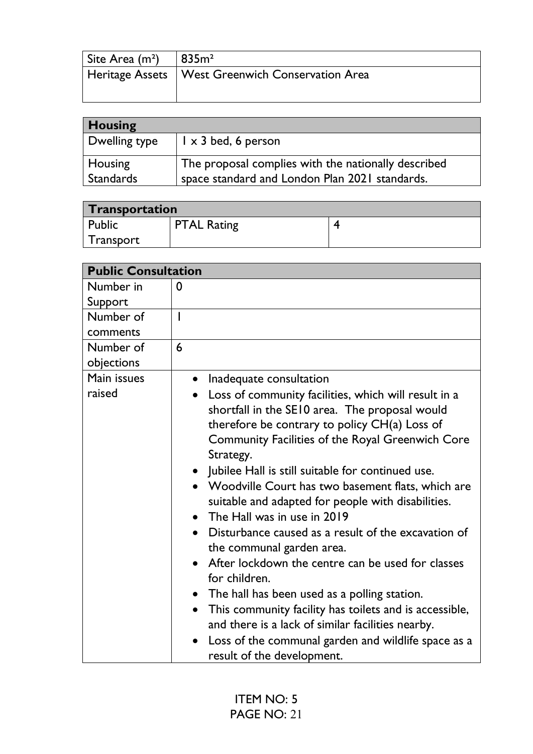| Site Area (m²) | 835m² |
|---|---|
| Heritage Assets | West Greenwich Conservation Area |

| **Housing** | |
|---|---|
| Dwelling type | 1 x 3 bed, 6 person |
| Housing Standards | The proposal complies with the nationally described space standard and London Plan 2021 standards. |

| **Transportation** | | |
|---|---|---|
| Public Transport | PTAL Rating | 4 |

| **Public Consultation** | |
|---|---|
| Number in Support | 0 |
| Number of comments | 1 |
| Number of objections | 6 |
| Main issues raised | • Inadequate consultation<br>• Loss of community facilities, which will result in a shortfall in the SE10 area. The proposal would therefore be contrary to policy CH(a) Loss of Community Facilities of the Royal Greenwich Core Strategy.<br>• Jubilee Hall is still suitable for continued use.<br>• Woodville Court has two basement flats, which are suitable and adapted for people with disabilities.<br>• The Hall was in use in 2019<br>• Disturbance caused as a result of the excavation of the communal garden area.<br>• After lockdown the centre can be used for classes for children.<br>• The hall has been used as a polling station.<br>• This community facility has toilets and is accessible, and there is a lack of similar facilities nearby.<br>• Loss of the communal garden and wildlife space as a result of the development. |

ITEM NO: 5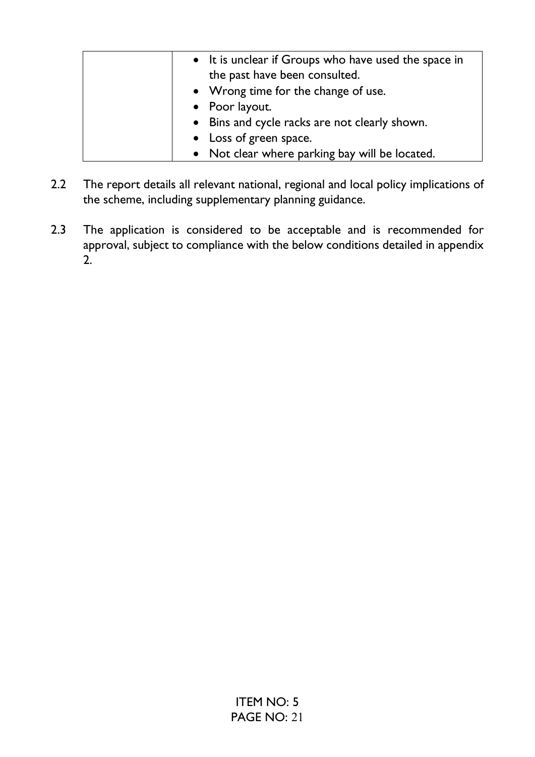| | • It is unclear if Groups who have used the space in the past have been consulted.<br>• Wrong time for the change of use.<br>• Poor layout.<br>• Bins and cycle racks are not clearly shown.<br>• Loss of green space.<br>• Not clear where parking bay will be located. |
|---|---|

2.2 The report details all relevant national, regional and local policy implications of the scheme, including supplementary planning guidance.

2.3 The application is considered to be acceptable and is recommended for approval, subject to compliance with the below conditions detailed in appendix 2.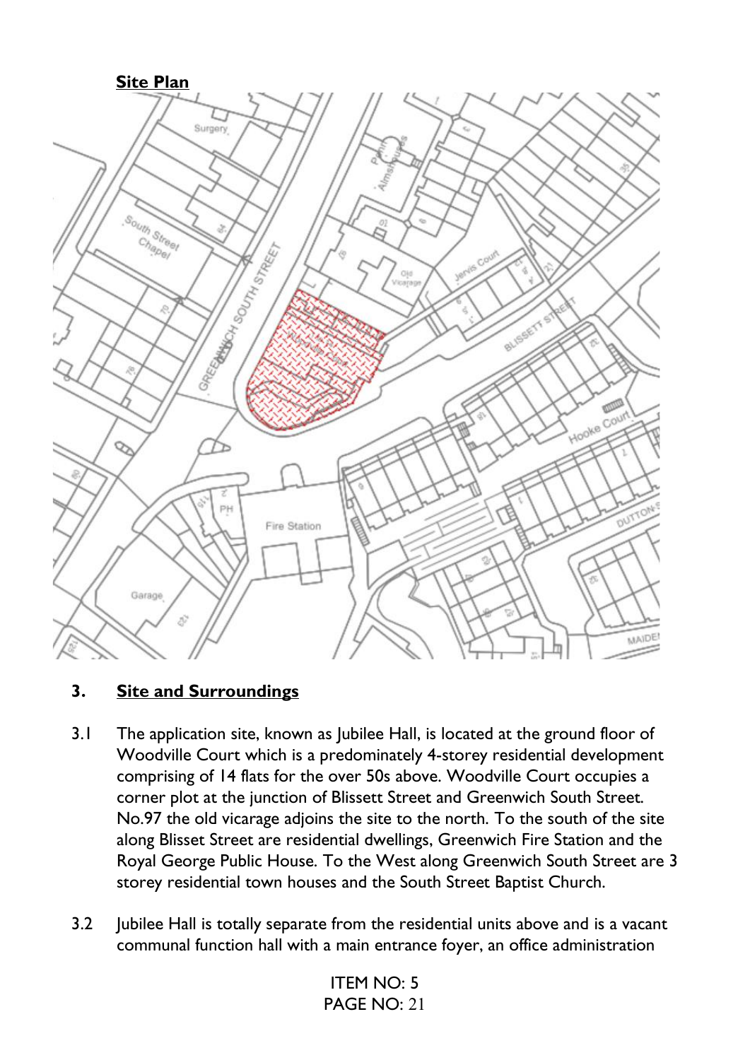**Site Plan**

## 3. Site and Surroundings

3.1 The application site, known as Jubilee Hall, is located at the ground floor of Woodville Court which is a predominately 4-storey residential development comprising of 14 flats for the over 50s above. Woodville Court occupies a corner plot at the junction of Blissett Street and Greenwich South Street. No.97 the old vicarage adjoins the site to the north. To the south of the site along Blisset Street are residential dwellings, Greenwich Fire Station and the Royal George Public House. To the West along Greenwich South Street are 3 storey residential town houses and the South Street Baptist Church.

3.2 Jubilee Hall is totally separate from the residential units above and is a vacant communal function hall with a main entrance foyer, an office administration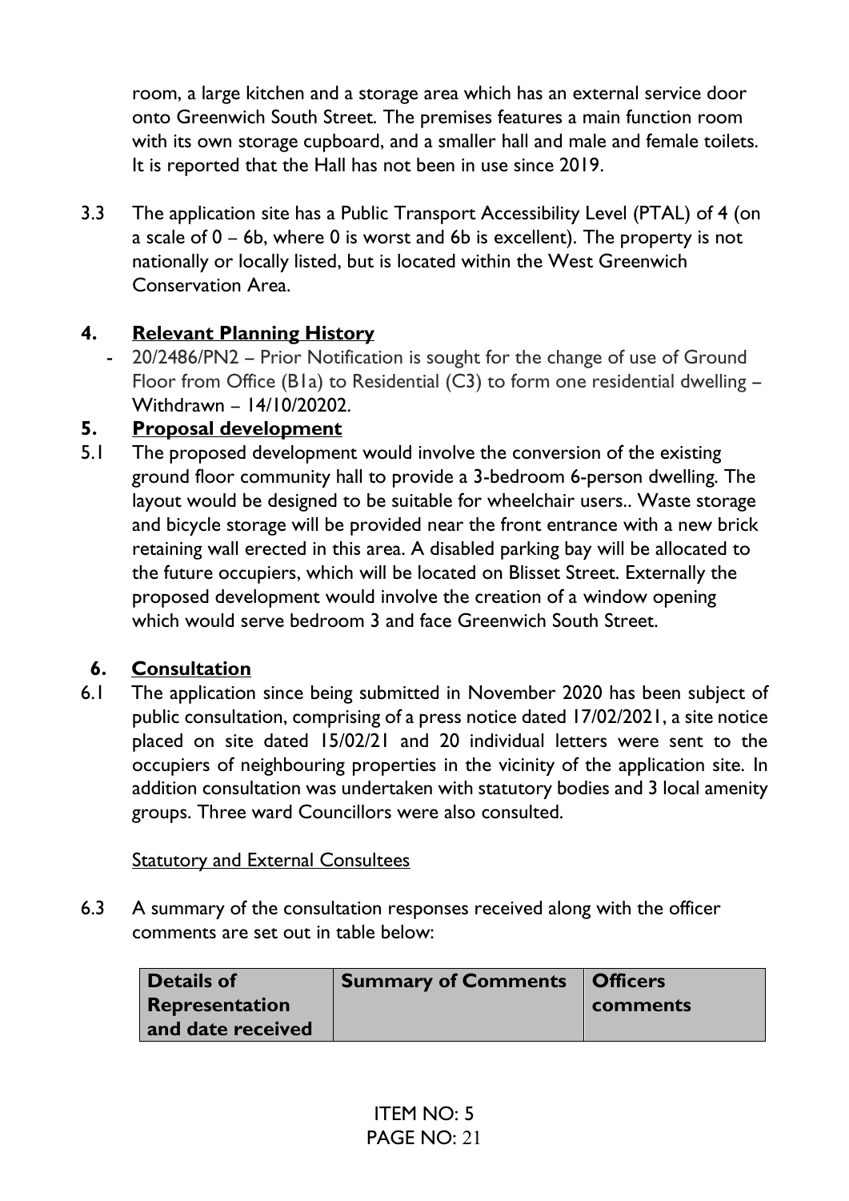room, a large kitchen and a storage area which has an external service door onto Greenwich South Street. The premises features a main function room with its own storage cupboard, and a smaller hall and male and female toilets. It is reported that the Hall has not been in use since 2019.

3.3 The application site has a Public Transport Accessibility Level (PTAL) of 4 (on a scale of 0 – 6b, where 0 is worst and 6b is excellent). The property is not nationally or locally listed, but is located within the West Greenwich Conservation Area.

## 4. Relevant Planning History

- 20/2486/PN2 – Prior Notification is sought for the change of use of Ground Floor from Office (B1a) to Residential (C3) to form one residential dwelling – Withdrawn – 14/10/20202.

## 5. Proposal development

5.1 The proposed development would involve the conversion of the existing ground floor community hall to provide a 3-bedroom 6-person dwelling. The layout would be designed to be suitable for wheelchair users.. Waste storage and bicycle storage will be provided near the front entrance with a new brick retaining wall erected in this area. A disabled parking bay will be allocated to the future occupiers, which will be located on Blisset Street. Externally the proposed development would involve the creation of a window opening which would serve bedroom 3 and face Greenwich South Street.

## 6. Consultation

6.1 The application since being submitted in November 2020 has been subject of public consultation, comprising of a press notice dated 17/02/2021, a site notice placed on site dated 15/02/21 and 20 individual letters were sent to the occupiers of neighbouring properties in the vicinity of the application site. In addition consultation was undertaken with statutory bodies and 3 local amenity groups. Three ward Councillors were also consulted.

Statutory and External Consultees

6.3 A summary of the consultation responses received along with the officer comments are set out in table below:

| Details of Representation and date received | Summary of Comments | Officers comments |
| --- | --- | --- |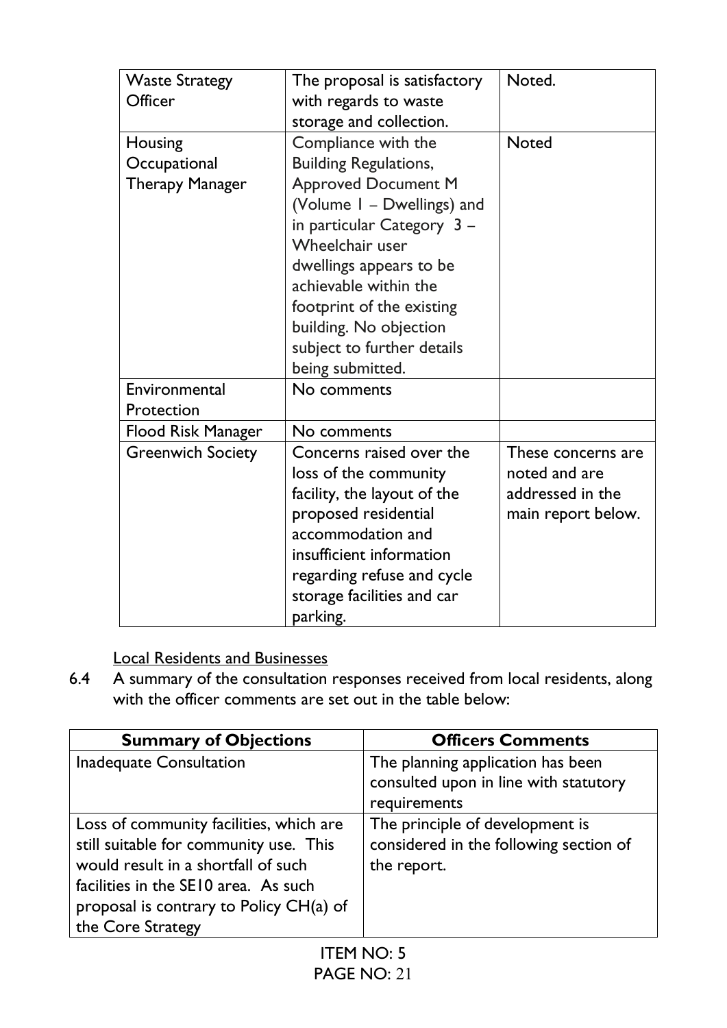| | | |
|---|---|---|
| Waste Strategy Officer | The proposal is satisfactory with regards to waste storage and collection. | Noted. |
| Housing Occupational Therapy Manager | Compliance with the Building Regulations, Approved Document M (Volume 1 – Dwellings) and in particular Category 3 – Wheelchair user dwellings appears to be achievable within the footprint of the existing building. No objection subject to further details being submitted. | Noted |
| Environmental Protection | No comments | |
| Flood Risk Manager | No comments | |
| Greenwich Society | Concerns raised over the loss of the community facility, the layout of the proposed residential accommodation and insufficient information regarding refuse and cycle storage facilities and car parking. | These concerns are noted and are addressed in the main report below. |

<u>Local Residents and Businesses</u>

6.4 A summary of the consultation responses received from local residents, along with the officer comments are set out in the table below:

| Summary of Objections | Officers Comments |
|---|---|
| Inadequate Consultation | The planning application has been consulted upon in line with statutory requirements |
| Loss of community facilities, which are still suitable for community use. This would result in a shortfall of such facilities in the SE10 area. As such proposal is contrary to Policy CH(a) of the Core Strategy | The principle of development is considered in the following section of the report. |

ITEM NO: 5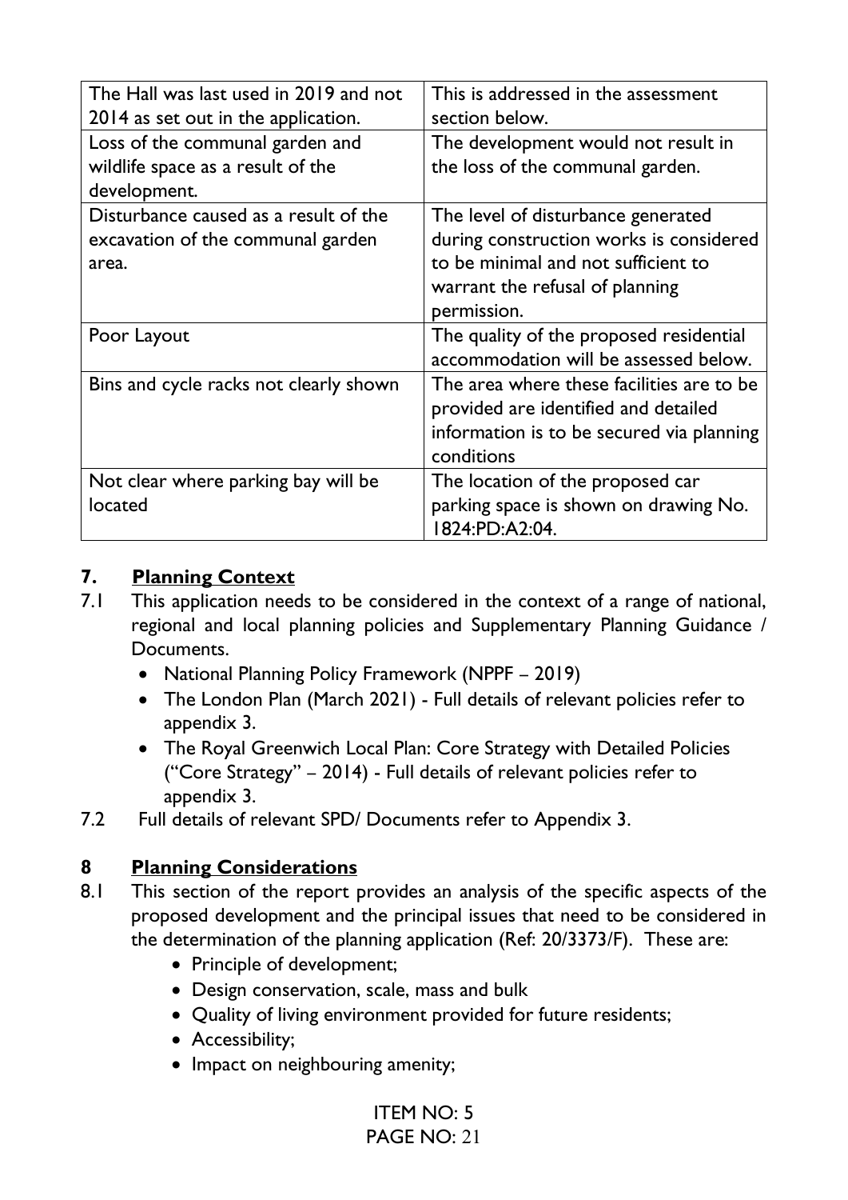| The Hall was last used in 2019 and not 2014 as set out in the application. | This is addressed in the assessment section below. |
|---|---|
| Loss of the communal garden and wildlife space as a result of the development. | The development would not result in the loss of the communal garden. |
| Disturbance caused as a result of the excavation of the communal garden area. | The level of disturbance generated during construction works is considered to be minimal and not sufficient to warrant the refusal of planning permission. |
| Poor Layout | The quality of the proposed residential accommodation will be assessed below. |
| Bins and cycle racks not clearly shown | The area where these facilities are to be provided are identified and detailed information is to be secured via planning conditions |
| Not clear where parking bay will be located | The location of the proposed car parking space is shown on drawing No. 1824:PD:A2:04. |

## 7. Planning Context

7.1 This application needs to be considered in the context of a range of national, regional and local planning policies and Supplementary Planning Guidance / Documents.

- National Planning Policy Framework (NPPF – 2019)
- The London Plan (March 2021) - Full details of relevant policies refer to appendix 3.
- The Royal Greenwich Local Plan: Core Strategy with Detailed Policies ("Core Strategy" – 2014) - Full details of relevant policies refer to appendix 3.

7.2 Full details of relevant SPD/ Documents refer to Appendix 3.

## 8 Planning Considerations

8.1 This section of the report provides an analysis of the specific aspects of the proposed development and the principal issues that need to be considered in the determination of the planning application (Ref: 20/3373/F). These are:

- Principle of development;
- Design conservation, scale, mass and bulk
- Quality of living environment provided for future residents;
- Accessibility;
- Impact on neighbouring amenity;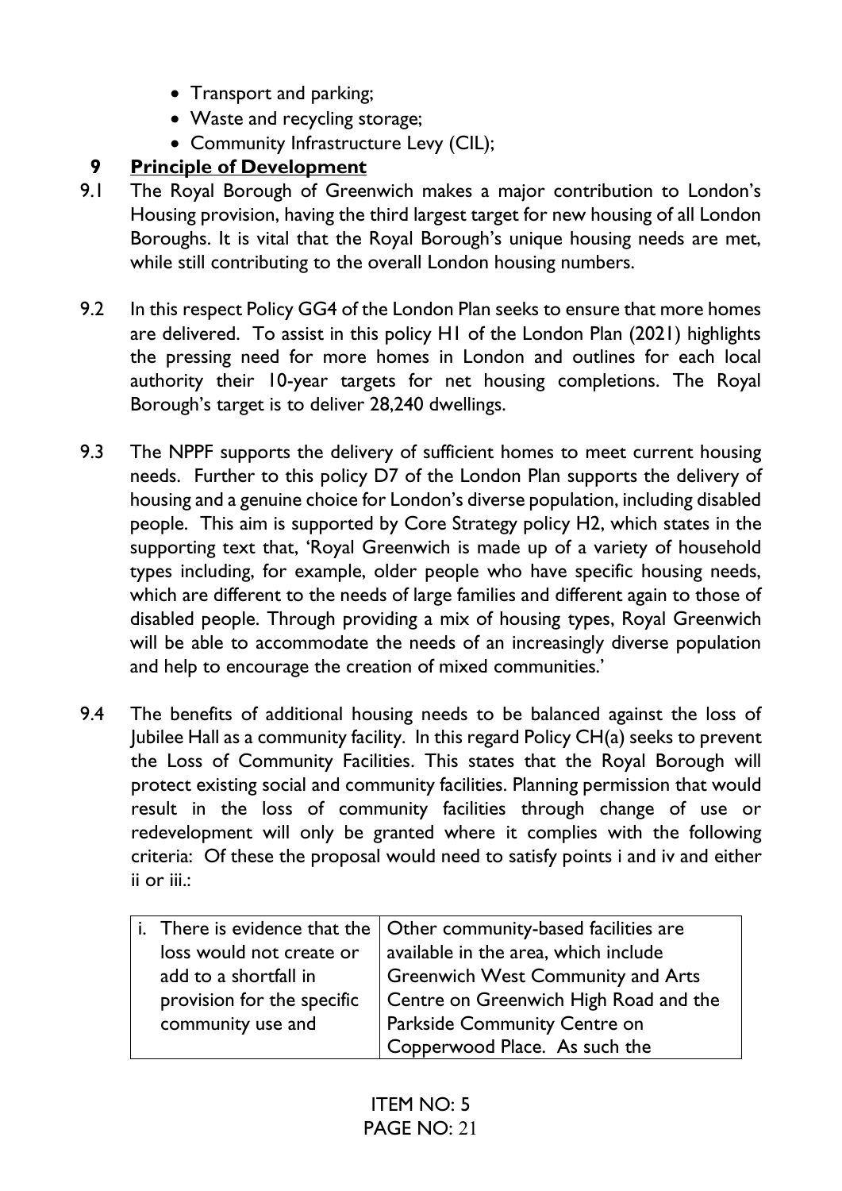- Transport and parking;
- Waste and recycling storage;
- Community Infrastructure Levy (CIL);

## 9 Principle of Development

9.1 The Royal Borough of Greenwich makes a major contribution to London's Housing provision, having the third largest target for new housing of all London Boroughs. It is vital that the Royal Borough's unique housing needs are met, while still contributing to the overall London housing numbers.

9.2 In this respect Policy GG4 of the London Plan seeks to ensure that more homes are delivered. To assist in this policy H1 of the London Plan (2021) highlights the pressing need for more homes in London and outlines for each local authority their 10-year targets for net housing completions. The Royal Borough's target is to deliver 28,240 dwellings.

9.3 The NPPF supports the delivery of sufficient homes to meet current housing needs. Further to this policy D7 of the London Plan supports the delivery of housing and a genuine choice for London's diverse population, including disabled people. This aim is supported by Core Strategy policy H2, which states in the supporting text that, 'Royal Greenwich is made up of a variety of household types including, for example, older people who have specific housing needs, which are different to the needs of large families and different again to those of disabled people. Through providing a mix of housing types, Royal Greenwich will be able to accommodate the needs of an increasingly diverse population and help to encourage the creation of mixed communities.'

9.4 The benefits of additional housing needs to be balanced against the loss of Jubilee Hall as a community facility. In this regard Policy CH(a) seeks to prevent the Loss of Community Facilities. This states that the Royal Borough will protect existing social and community facilities. Planning permission that would result in the loss of community facilities through change of use or redevelopment will only be granted where it complies with the following criteria: Of these the proposal would need to satisfy points i and iv and either ii or iii.:

| | |
|---|---|
| i. There is evidence that the loss would not create or add to a shortfall in provision for the specific community use and | Other community-based facilities are available in the area, which include Greenwich West Community and Arts Centre on Greenwich High Road and the Parkside Community Centre on Copperwood Place. As such the |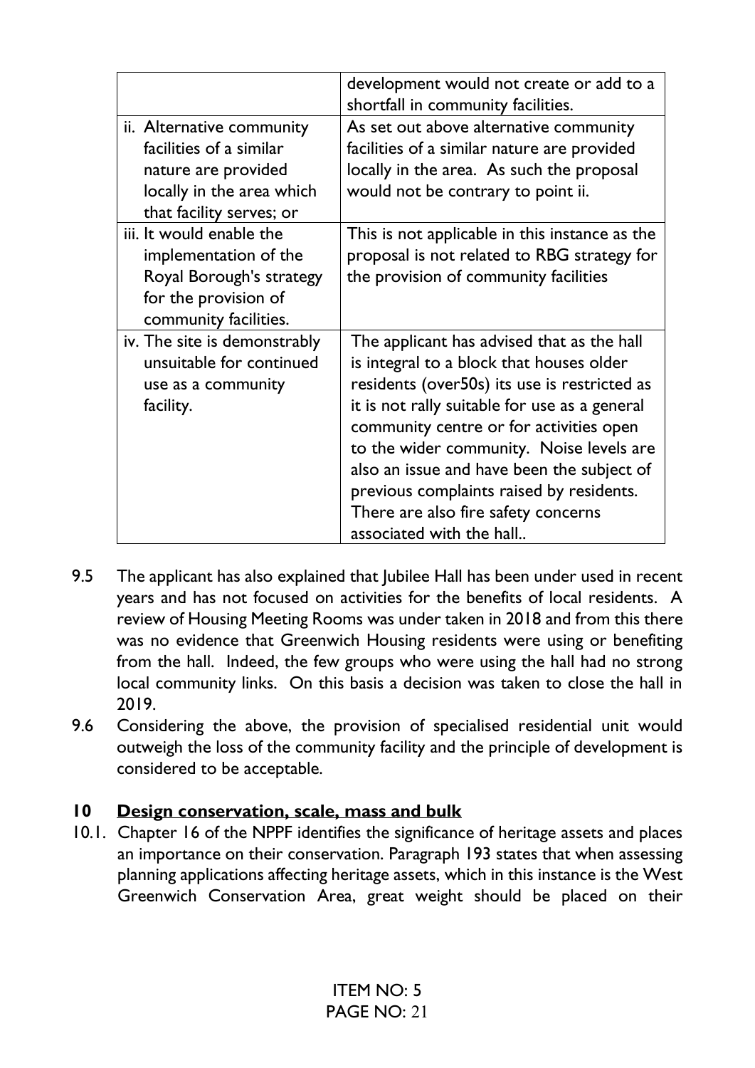| | |
|---|---|
| | development would not create or add to a shortfall in community facilities. |
| ii. Alternative community facilities of a similar nature are provided locally in the area which that facility serves; or | As set out above alternative community facilities of a similar nature are provided locally in the area. As such the proposal would not be contrary to point ii. |
| iii. It would enable the implementation of the Royal Borough's strategy for the provision of community facilities. | This is not applicable in this instance as the proposal is not related to RBG strategy for the provision of community facilities |
| iv. The site is demonstrably unsuitable for continued use as a community facility. | The applicant has advised that as the hall is integral to a block that houses older residents (over50s) its use is restricted as it is not rally suitable for use as a general community centre or for activities open to the wider community. Noise levels are also an issue and have been the subject of previous complaints raised by residents. There are also fire safety concerns associated with the hall.. |

9.5 The applicant has also explained that Jubilee Hall has been under used in recent years and has not focused on activities for the benefits of local residents. A review of Housing Meeting Rooms was under taken in 2018 and from this there was no evidence that Greenwich Housing residents were using or benefiting from the hall. Indeed, the few groups who were using the hall had no strong local community links. On this basis a decision was taken to close the hall in 2019.

9.6 Considering the above, the provision of specialised residential unit would outweigh the loss of the community facility and the principle of development is considered to be acceptable.

## 10 Design conservation, scale, mass and bulk

10.1. Chapter 16 of the NPPF identifies the significance of heritage assets and places an importance on their conservation. Paragraph 193 states that when assessing planning applications affecting heritage assets, which in this instance is the West Greenwich Conservation Area, great weight should be placed on their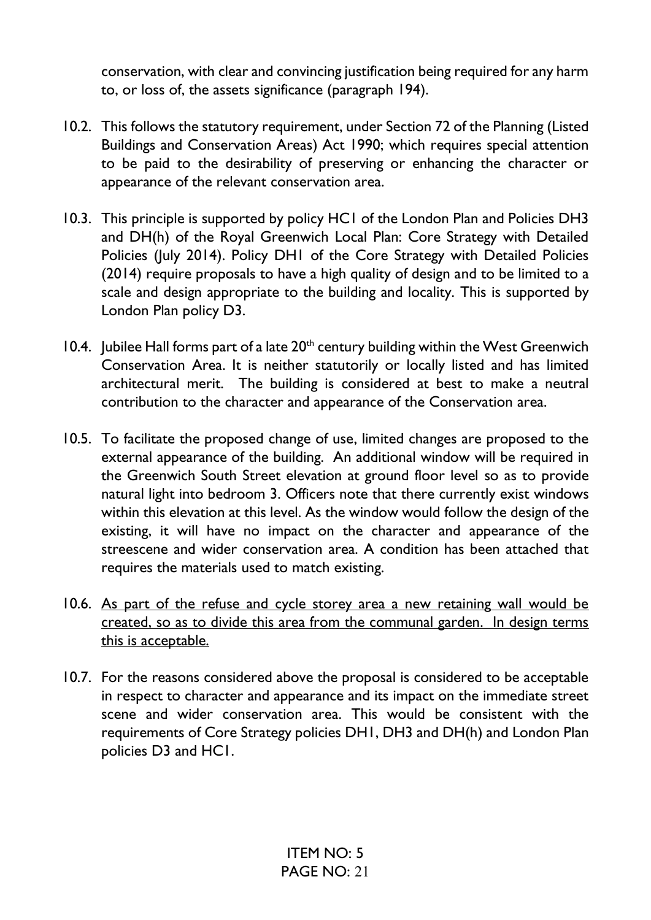conservation, with clear and convincing justification being required for any harm to, or loss of, the assets significance (paragraph 194).

10.2. This follows the statutory requirement, under Section 72 of the Planning (Listed Buildings and Conservation Areas) Act 1990; which requires special attention to be paid to the desirability of preserving or enhancing the character or appearance of the relevant conservation area.

10.3. This principle is supported by policy HC1 of the London Plan and Policies DH3 and DH(h) of the Royal Greenwich Local Plan: Core Strategy with Detailed Policies (July 2014). Policy DH1 of the Core Strategy with Detailed Policies (2014) require proposals to have a high quality of design and to be limited to a scale and design appropriate to the building and locality. This is supported by London Plan policy D3.

10.4. Jubilee Hall forms part of a late 20th century building within the West Greenwich Conservation Area. It is neither statutorily or locally listed and has limited architectural merit. The building is considered at best to make a neutral contribution to the character and appearance of the Conservation area.

10.5. To facilitate the proposed change of use, limited changes are proposed to the external appearance of the building. An additional window will be required in the Greenwich South Street elevation at ground floor level so as to provide natural light into bedroom 3. Officers note that there currently exist windows within this elevation at this level. As the window would follow the design of the existing, it will have no impact on the character and appearance of the streescene and wider conservation area. A condition has been attached that requires the materials used to match existing.

10.6. <u>As part of the refuse and cycle storey area a new retaining wall would be created, so as to divide this area from the communal garden. In design terms this is acceptable.</u>

10.7. For the reasons considered above the proposal is considered to be acceptable in respect to character and appearance and its impact on the immediate street scene and wider conservation area. This would be consistent with the requirements of Core Strategy policies DH1, DH3 and DH(h) and London Plan policies D3 and HC1.

ITEM NO: 5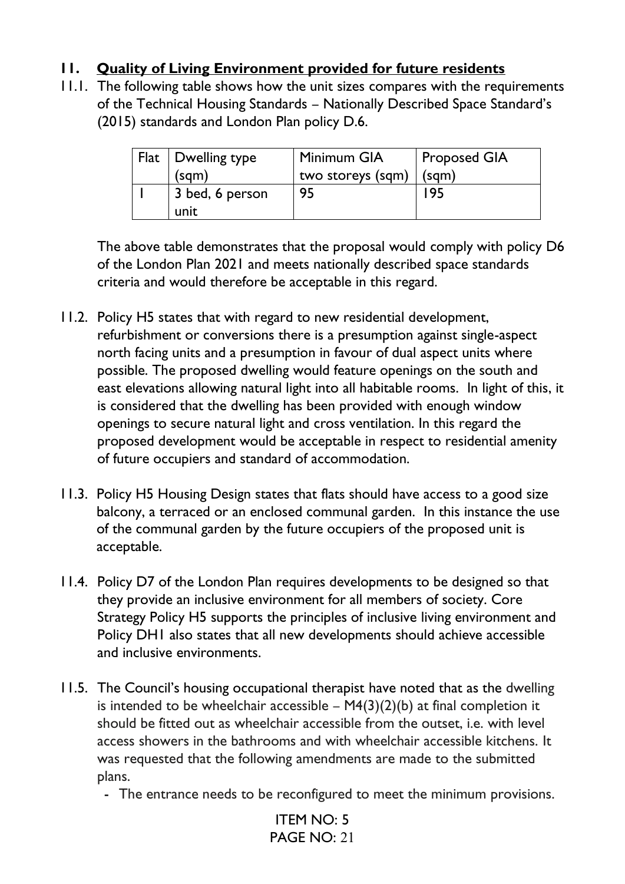## 11. Quality of Living Environment provided for future residents

11.1. The following table shows how the unit sizes compares with the requirements of the Technical Housing Standards – Nationally Described Space Standard's (2015) standards and London Plan policy D.6.

| Flat | Dwelling type (sqm) | Minimum GIA two storeys (sqm) | Proposed GIA (sqm) |
|---|---|---|---|
| 1 | 3 bed, 6 person unit | 95 | 195 |

The above table demonstrates that the proposal would comply with policy D6 of the London Plan 2021 and meets nationally described space standards criteria and would therefore be acceptable in this regard.

11.2. Policy H5 states that with regard to new residential development, refurbishment or conversions there is a presumption against single-aspect north facing units and a presumption in favour of dual aspect units where possible. The proposed dwelling would feature openings on the south and east elevations allowing natural light into all habitable rooms. In light of this, it is considered that the dwelling has been provided with enough window openings to secure natural light and cross ventilation. In this regard the proposed development would be acceptable in respect to residential amenity of future occupiers and standard of accommodation.

11.3. Policy H5 Housing Design states that flats should have access to a good size balcony, a terraced or an enclosed communal garden. In this instance the use of the communal garden by the future occupiers of the proposed unit is acceptable.

11.4. Policy D7 of the London Plan requires developments to be designed so that they provide an inclusive environment for all members of society. Core Strategy Policy H5 supports the principles of inclusive living environment and Policy DH1 also states that all new developments should achieve accessible and inclusive environments.

11.5. The Council's housing occupational therapist have noted that as the dwelling is intended to be wheelchair accessible – M4(3)(2)(b) at final completion it should be fitted out as wheelchair accessible from the outset, i.e. with level access showers in the bathrooms and with wheelchair accessible kitchens. It was requested that the following amendments are made to the submitted plans.

- The entrance needs to be reconfigured to meet the minimum provisions.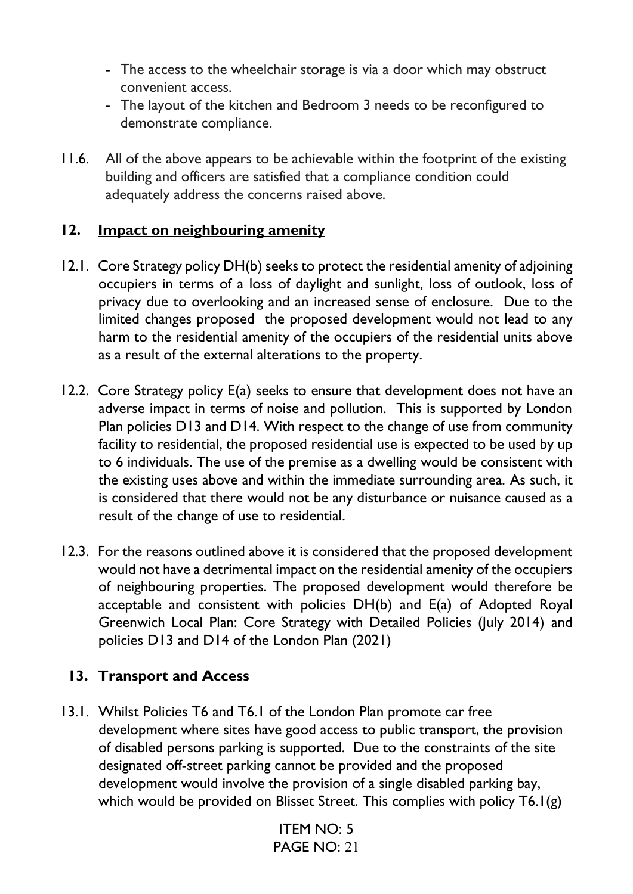- The access to the wheelchair storage is via a door which may obstruct convenient access.
- The layout of the kitchen and Bedroom 3 needs to be reconfigured to demonstrate compliance.

11.6. All of the above appears to be achievable within the footprint of the existing building and officers are satisfied that a compliance condition could adequately address the concerns raised above.

## 12. Impact on neighbouring amenity

12.1. Core Strategy policy DH(b) seeks to protect the residential amenity of adjoining occupiers in terms of a loss of daylight and sunlight, loss of outlook, loss of privacy due to overlooking and an increased sense of enclosure. Due to the limited changes proposed the proposed development would not lead to any harm to the residential amenity of the occupiers of the residential units above as a result of the external alterations to the property.

12.2. Core Strategy policy E(a) seeks to ensure that development does not have an adverse impact in terms of noise and pollution. This is supported by London Plan policies D13 and D14. With respect to the change of use from community facility to residential, the proposed residential use is expected to be used by up to 6 individuals. The use of the premise as a dwelling would be consistent with the existing uses above and within the immediate surrounding area. As such, it is considered that there would not be any disturbance or nuisance caused as a result of the change of use to residential.

12.3. For the reasons outlined above it is considered that the proposed development would not have a detrimental impact on the residential amenity of the occupiers of neighbouring properties. The proposed development would therefore be acceptable and consistent with policies DH(b) and E(a) of Adopted Royal Greenwich Local Plan: Core Strategy with Detailed Policies (July 2014) and policies D13 and D14 of the London Plan (2021)

## 13. Transport and Access

13.1. Whilst Policies T6 and T6.1 of the London Plan promote car free development where sites have good access to public transport, the provision of disabled persons parking is supported. Due to the constraints of the site designated off-street parking cannot be provided and the proposed development would involve the provision of a single disabled parking bay, which would be provided on Blisset Street. This complies with policy T6.1(g)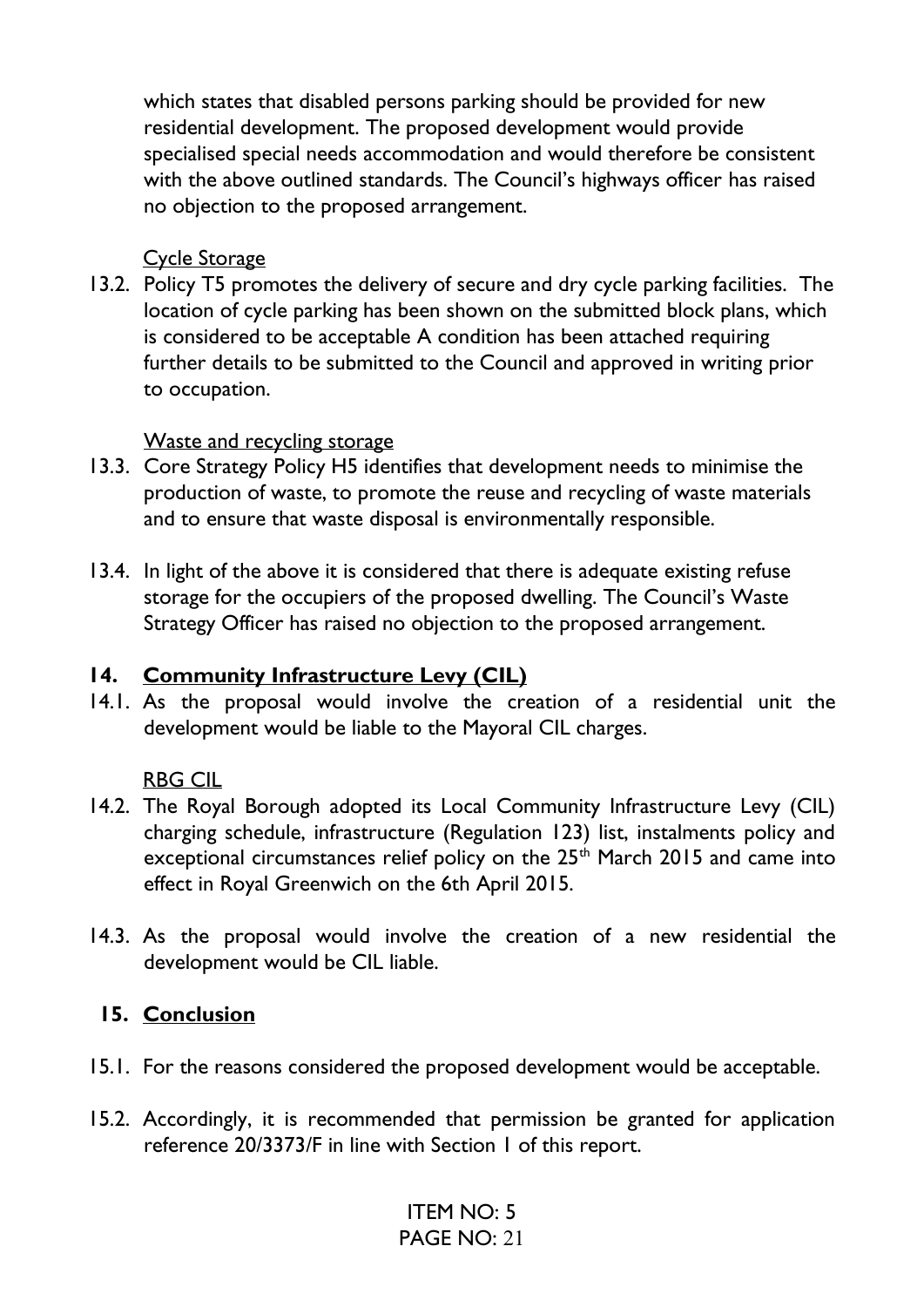which states that disabled persons parking should be provided for new residential development. The proposed development would provide specialised special needs accommodation and would therefore be consistent with the above outlined standards. The Council's highways officer has raised no objection to the proposed arrangement.

Cycle Storage

13.2. Policy T5 promotes the delivery of secure and dry cycle parking facilities. The location of cycle parking has been shown on the submitted block plans, which is considered to be acceptable A condition has been attached requiring further details to be submitted to the Council and approved in writing prior to occupation.

Waste and recycling storage

13.3. Core Strategy Policy H5 identifies that development needs to minimise the production of waste, to promote the reuse and recycling of waste materials and to ensure that waste disposal is environmentally responsible.

13.4. In light of the above it is considered that there is adequate existing refuse storage for the occupiers of the proposed dwelling. The Council's Waste Strategy Officer has raised no objection to the proposed arrangement.

## 14. Community Infrastructure Levy (CIL)

14.1. As the proposal would involve the creation of a residential unit the development would be liable to the Mayoral CIL charges.

RBG CIL

14.2. The Royal Borough adopted its Local Community Infrastructure Levy (CIL) charging schedule, infrastructure (Regulation 123) list, instalments policy and exceptional circumstances relief policy on the 25th March 2015 and came into effect in Royal Greenwich on the 6th April 2015.

14.3. As the proposal would involve the creation of a new residential the development would be CIL liable.

## 15. Conclusion

15.1. For the reasons considered the proposed development would be acceptable.

15.2. Accordingly, it is recommended that permission be granted for application reference 20/3373/F in line with Section 1 of this report.

ITEM NO: 5
PAGE NO: 21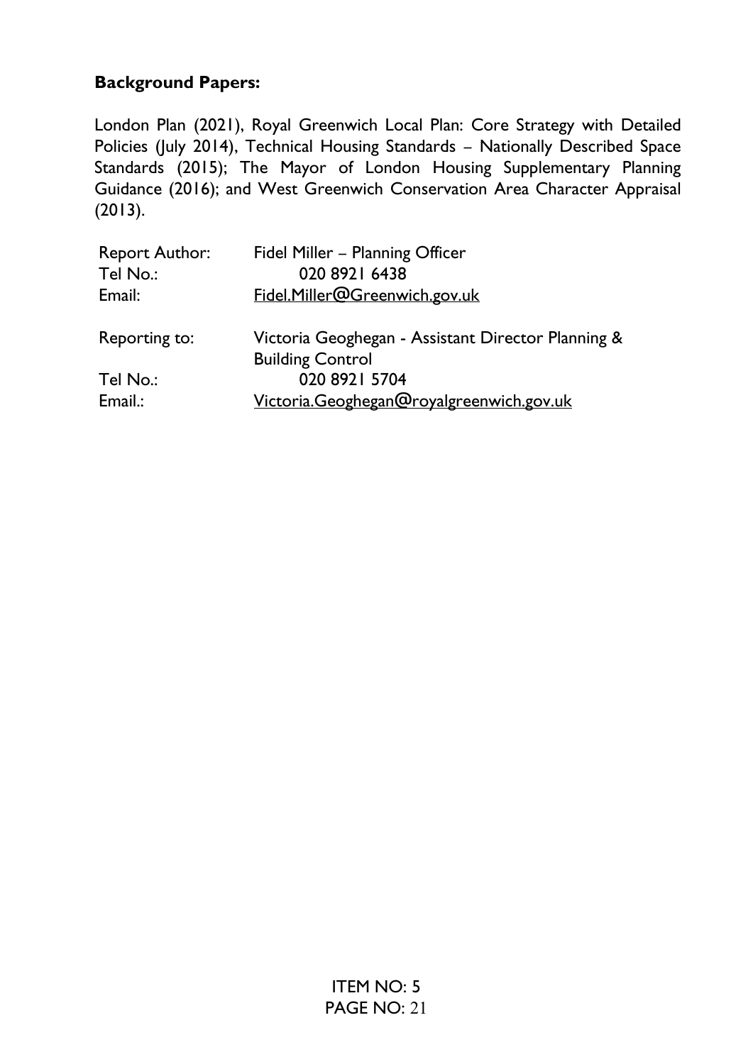**Background Papers:**

London Plan (2021), Royal Greenwich Local Plan: Core Strategy with Detailed Policies (July 2014), Technical Housing Standards – Nationally Described Space Standards (2015); The Mayor of London Housing Supplementary Planning Guidance (2016); and West Greenwich Conservation Area Character Appraisal (2013).

| | |
|---|---|
| Report Author: | Fidel Miller – Planning Officer |
| Tel No.: | 020 8921 6438 |
| Email: | Fidel.Miller@Greenwich.gov.uk |
| | |
| Reporting to: | Victoria Geoghegan - Assistant Director Planning & Building Control |
| Tel No.: | 020 8921 5704 |
| Email.: | Victoria.Geoghegan@royalgreenwich.gov.uk |

ITEM NO: 5